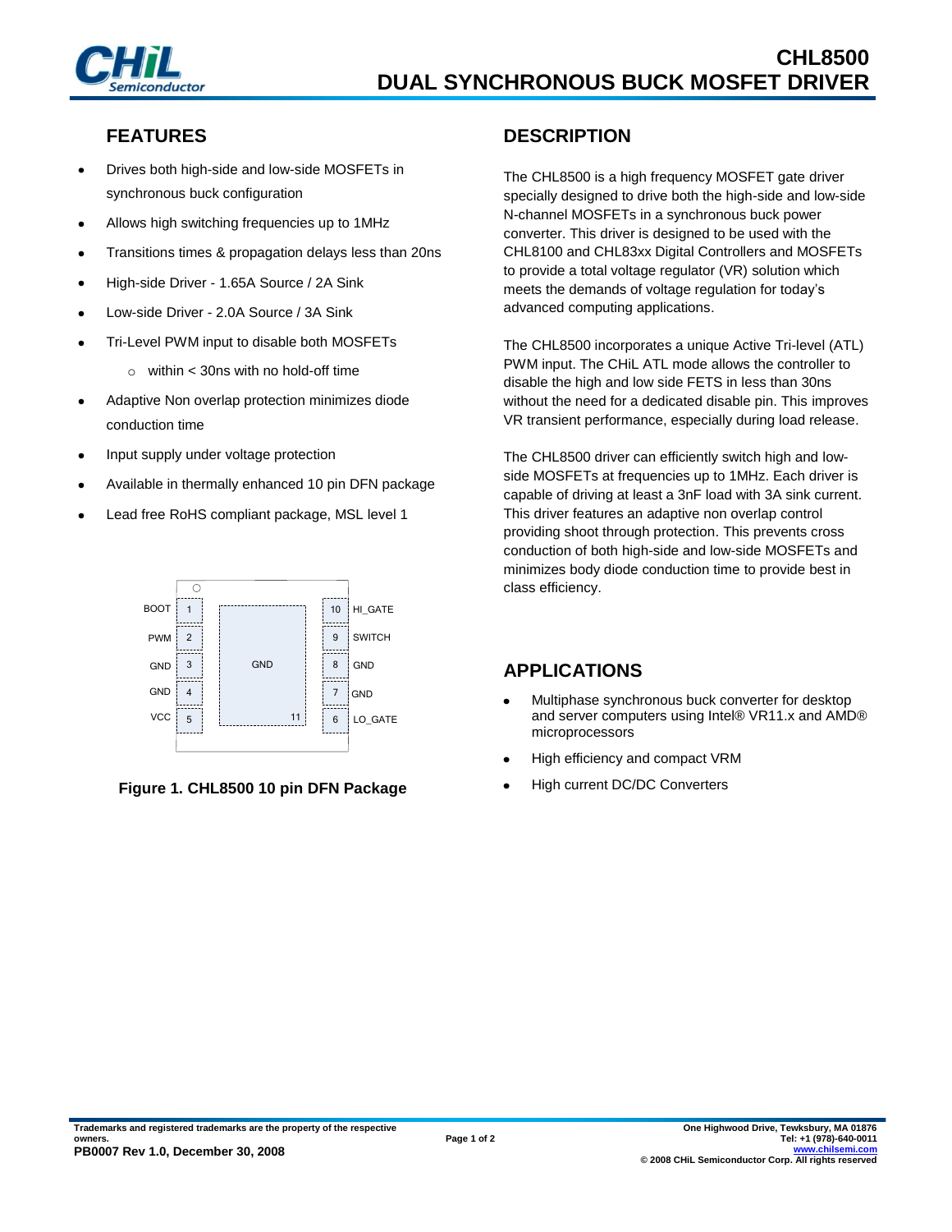# CHL8500
# DUAL SYNCHRONOUS BUCK MOSFET DRIVER

## FEATURES

- Drives both high-side and low-side MOSFETs in synchronous buck configuration
- Allows high switching frequencies up to 1MHz
- Transitions times & propagation delays less than 20ns
- High-side Driver - 1.65A Source / 2A Sink
- Low-side Driver - 2.0A Source / 3A Sink
- Tri-Level PWM input to disable both MOSFETs
  - within < 30ns with no hold-off time
- Adaptive Non overlap protection minimizes diode conduction time
- Input supply under voltage protection
- Available in thermally enhanced 10 pin DFN package
- Lead free RoHS compliant package, MSL level 1

| Pin | Name | | Pin | Name |
|---|---|---|---|---|
| 1 | BOOT | | 10 | HI_GATE |
| 2 | PWM | | 9 | SWITCH |
| 3 | GND | | 8 | GND |
| 4 | GND | | 7 | GND |
| 5 | VCC | | 6 | LO_GATE |
| 11 | GND (pad) | | | |

**Figure 1. CHL8500 10 pin DFN Package**

## DESCRIPTION

The CHL8500 is a high frequency MOSFET gate driver specially designed to drive both the high-side and low-side N-channel MOSFETs in a synchronous buck power converter. This driver is designed to be used with the CHL8100 and CHL83xx Digital Controllers and MOSFETs to provide a total voltage regulator (VR) solution which meets the demands of voltage regulation for today's advanced computing applications.

The CHL8500 incorporates a unique Active Tri-level (ATL) PWM input. The CHiL ATL mode allows the controller to disable the high and low side FETS in less than 30ns without the need for a dedicated disable pin. This improves VR transient performance, especially during load release.

The CHL8500 driver can efficiently switch high and low-side MOSFETs at frequencies up to 1MHz. Each driver is capable of driving at least a 3nF load with 3A sink current. This driver features an adaptive non overlap control providing shoot through protection. This prevents cross conduction of both high-side and low-side MOSFETs and minimizes body diode conduction time to provide best in class efficiency.

## APPLICATIONS

- Multiphase synchronous buck converter for desktop and server computers using Intel® VR11.x and AMD® microprocessors
- High efficiency and compact VRM
- High current DC/DC Converters

Trademarks and registered trademarks are the property of the respective owners.

PB0007 Rev 1.0, December 30, 2008

One Highwood Drive, Tewksbury, MA 01876
Tel: +1 (978)-640-0011
www.chilsemi.com
© 2008 CHiL Semiconductor Corp. All rights reserved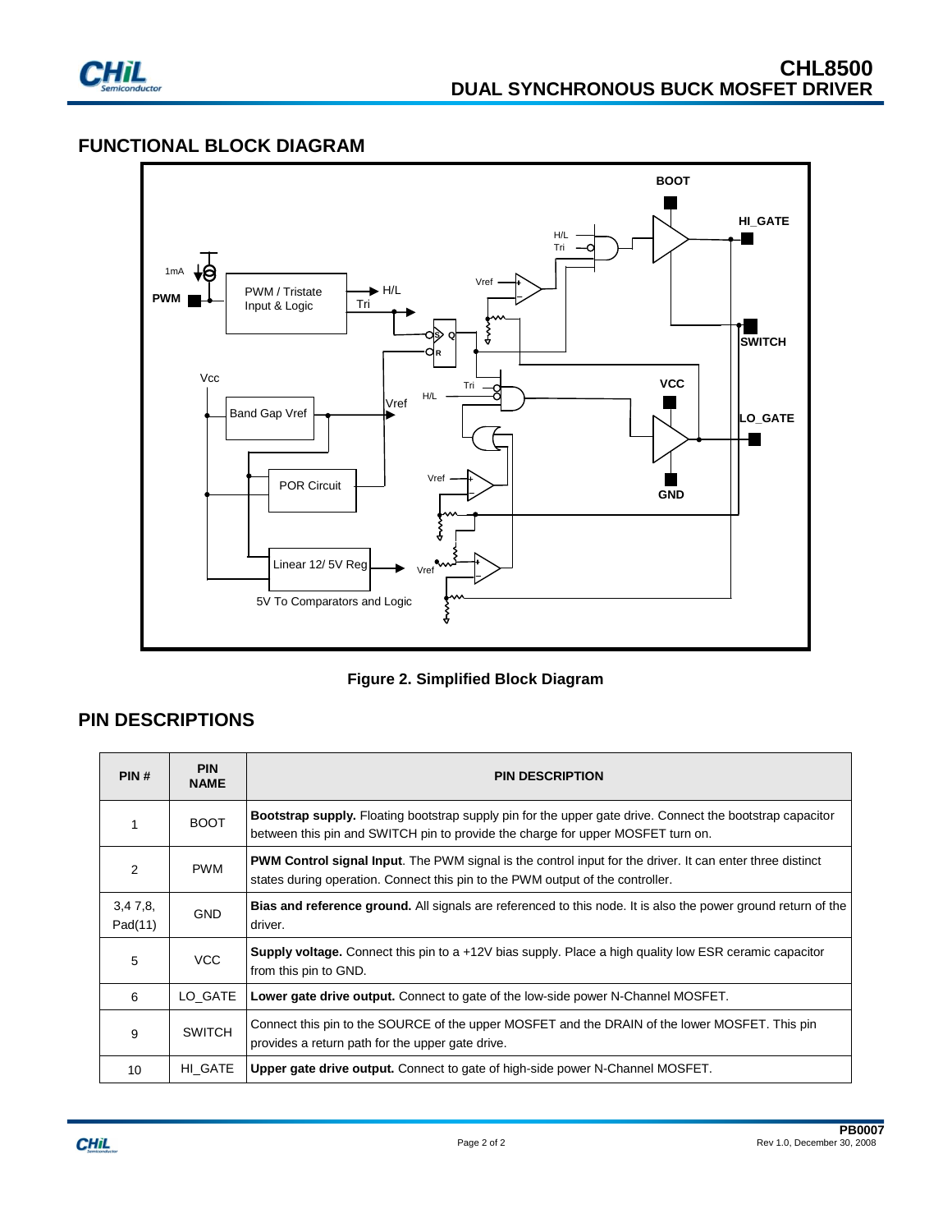## FUNCTIONAL BLOCK DIAGRAM

BOOT

HI_GATE

H/L

Tri

1mA

PWM

PWM / Tristate Input & Logic

H/L

Tri

Vref

S Q

R

SWITCH

Vcc

Tri

H/L

VCC

Band Gap Vref

Vref

LO_GATE

Vref

GND

POR Circuit

Linear 12/ 5V Reg

Vref

5V To Comparators and Logic

**Figure 2. Simplified Block Diagram**

## PIN DESCRIPTIONS

| PIN # | PIN NAME | PIN DESCRIPTION |
|---|---|---|
| 1 | BOOT | **Bootstrap supply.** Floating bootstrap supply pin for the upper gate drive. Connect the bootstrap capacitor between this pin and SWITCH pin to provide the charge for upper MOSFET turn on. |
| 2 | PWM | **PWM Control signal Input**. The PWM signal is the control input for the driver. It can enter three distinct states during operation. Connect this pin to the PWM output of the controller. |
| 3,4 7,8, Pad(11) | GND | **Bias and reference ground.** All signals are referenced to this node. It is also the power ground return of the driver. |
| 5 | VCC | **Supply voltage.** Connect this pin to a +12V bias supply. Place a high quality low ESR ceramic capacitor from this pin to GND. |
| 6 | LO_GATE | **Lower gate drive output.** Connect to gate of the low-side power N-Channel MOSFET. |
| 9 | SWITCH | Connect this pin to the SOURCE of the upper MOSFET and the DRAIN of the lower MOSFET. This pin provides a return path for the upper gate drive. |
| 10 | HI_GATE | **Upper gate drive output.** Connect to gate of high-side power N-Channel MOSFET. |